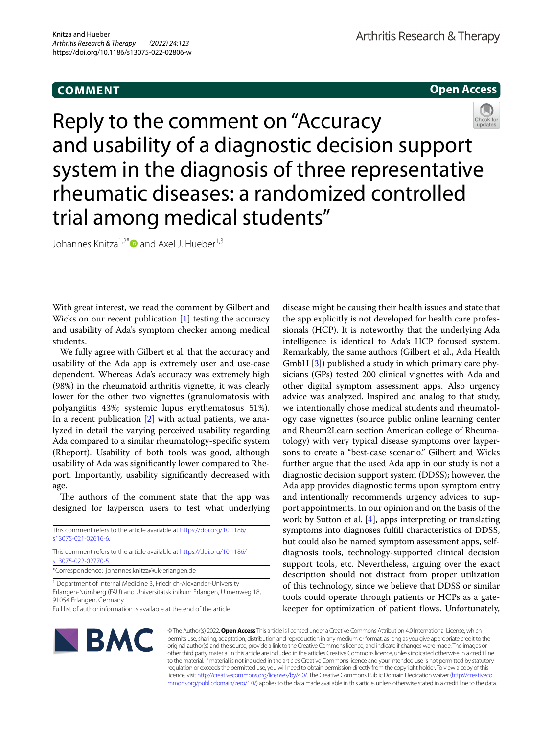COMMENT

Open Access

# Reply to the comment on "Accuracy and usability of a diagnostic decision support system in the diagnosis of three representative rheumatic diseases: a randomized controlled trial among medical students"

Johannes Knitza[1,2*] and Axel J. Hueber[1,3]

With great interest, we read the comment by Gilbert and Wicks on our recent publication [1] testing the accuracy and usability of Ada's symptom checker among medical students.

We fully agree with Gilbert et al. that the accuracy and usability of the Ada app is extremely user and use-case dependent. Whereas Ada's accuracy was extremely high (98%) in the rheumatoid arthritis vignette, it was clearly lower for the other two vignettes (granulomatosis with polyangiitis 43%; systemic lupus erythematosus 51%). In a recent publication [2] with actual patients, we analyzed in detail the varying perceived usability regarding Ada compared to a similar rheumatology-specific system (Rheport). Usability of both tools was good, although usability of Ada was significantly lower compared to Rheport. Importantly, usability significantly decreased with age.

The authors of the comment state that the app was designed for layperson users to test what underlying disease might be causing their health issues and state that the app explicitly is not developed for health care professionals (HCP). It is noteworthy that the underlying Ada intelligence is identical to Ada's HCP focused system. Remarkably, the same authors (Gilbert et al., Ada Health GmbH [3]) published a study in which primary care physicians (GPs) tested 200 clinical vignettes with Ada and other digital symptom assessment apps. Also urgency advice was analyzed. Inspired and analog to that study, we intentionally chose medical students and rheumatology case vignettes (source public online learning center and Rheum2Learn section American college of Rheumatology) with very typical disease symptoms over laypersons to create a "best-case scenario." Gilbert and Wicks further argue that the used Ada app in our study is not a diagnostic decision support system (DDSS); however, the Ada app provides diagnostic terms upon symptom entry and intentionally recommends urgency advices to support appointments. In our opinion and on the basis of the work by Sutton et al. [4], apps interpreting or translating symptoms into diagnoses fulfill characteristics of DDSS, but could also be named symptom assessment apps, self-diagnosis tools, technology-supported clinical decision support tools, etc. Nevertheless, arguing over the exact description should not distract from proper utilization of this technology, since we believe that DDSS or similar tools could operate through patients or HCPs as a gatekeeper for optimization of patient flows. Unfortunately,

This comment refers to the article available at https://doi.org/10.1186/s13075-021-02616-6.

This comment refers to the article available at https://doi.org/10.1186/s13075-022-02770-5.

*Correspondence: johannes.knitza@uk-erlangen.de

[1] Department of Internal Medicine 3, Friedrich-Alexander-University Erlangen-Nürnberg (FAU) and Universitätsklinikum Erlangen, Ulmenweg 18, 91054 Erlangen, Germany

Full list of author information is available at the end of the article

© The Author(s) 2022. **Open Access** This article is licensed under a Creative Commons Attribution 4.0 International License, which permits use, sharing, adaptation, distribution and reproduction in any medium or format, as long as you give appropriate credit to the original author(s) and the source, provide a link to the Creative Commons licence, and indicate if changes were made. The images or other third party material in this article are included in the article's Creative Commons licence, unless indicated otherwise in a credit line to the material. If material is not included in the article's Creative Commons licence and your intended use is not permitted by statutory regulation or exceeds the permitted use, you will need to obtain permission directly from the copyright holder. To view a copy of this licence, visit http://creativecommons.org/licenses/by/4.0/. The Creative Commons Public Domain Dedication waiver (http://creativecommons.org/publicdomain/zero/1.0/) applies to the data made available in this article, unless otherwise stated in a credit line to the data.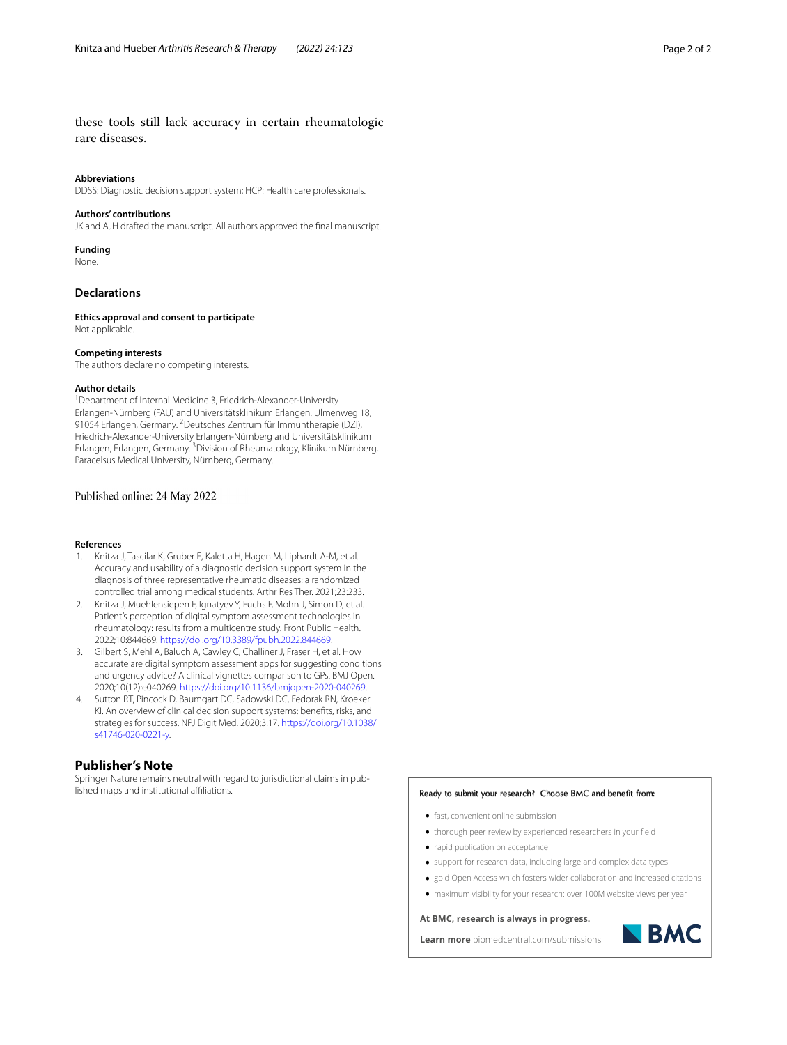these tools still lack accuracy in certain rheumatologic rare diseases.

**Abbreviations**
DDSS: Diagnostic decision support system; HCP: Health care professionals.

**Authors' contributions**
JK and AJH drafted the manuscript. All authors approved the final manuscript.

**Funding**
None.

## Declarations

**Ethics approval and consent to participate**
Not applicable.

**Competing interests**
The authors declare no competing interests.

**Author details**
[1]Department of Internal Medicine 3, Friedrich-Alexander-University Erlangen-Nürnberg (FAU) and Universitätsklinikum Erlangen, Ulmenweg 18, 91054 Erlangen, Germany. [2]Deutsches Zentrum für Immuntherapie (DZI), Friedrich-Alexander-University Erlangen-Nürnberg and Universitätsklinikum Erlangen, Erlangen, Germany. [3]Division of Rheumatology, Klinikum Nürnberg, Paracelsus Medical University, Nürnberg, Germany.

Published online: 24 May 2022

**References**

1. Knitza J, Tascilar K, Gruber E, Kaletta H, Hagen M, Liphardt A-M, et al. Accuracy and usability of a diagnostic decision support system in the diagnosis of three representative rheumatic diseases: a randomized controlled trial among medical students. Arthr Res Ther. 2021;23:233.
2. Knitza J, Muehlensiepen F, Ignatyev Y, Fuchs F, Mohn J, Simon D, et al. Patient's perception of digital symptom assessment technologies in rheumatology: results from a multicentre study. Front Public Health. 2022;10:844669. https://doi.org/10.3389/fpubh.2022.844669.
3. Gilbert S, Mehl A, Baluch A, Cawley C, Challiner J, Fraser H, et al. How accurate are digital symptom assessment apps for suggesting conditions and urgency advice? A clinical vignettes comparison to GPs. BMJ Open. 2020;10(12):e040269. https://doi.org/10.1136/bmjopen-2020-040269.
4. Sutton RT, Pincock D, Baumgart DC, Sadowski DC, Fedorak RN, Kroeker KI. An overview of clinical decision support systems: benefits, risks, and strategies for success. NPJ Digit Med. 2020;3:17. https://doi.org/10.1038/s41746-020-0221-y.

## Publisher's Note

Springer Nature remains neutral with regard to jurisdictional claims in published maps and institutional affiliations.

Ready to submit your research? Choose BMC and benefit from:

- fast, convenient online submission
- thorough peer review by experienced researchers in your field
- rapid publication on acceptance
- support for research data, including large and complex data types
- gold Open Access which fosters wider collaboration and increased citations
- maximum visibility for your research: over 100M website views per year

**At BMC, research is always in progress.**

**Learn more** biomedcentral.com/submissions

BMC